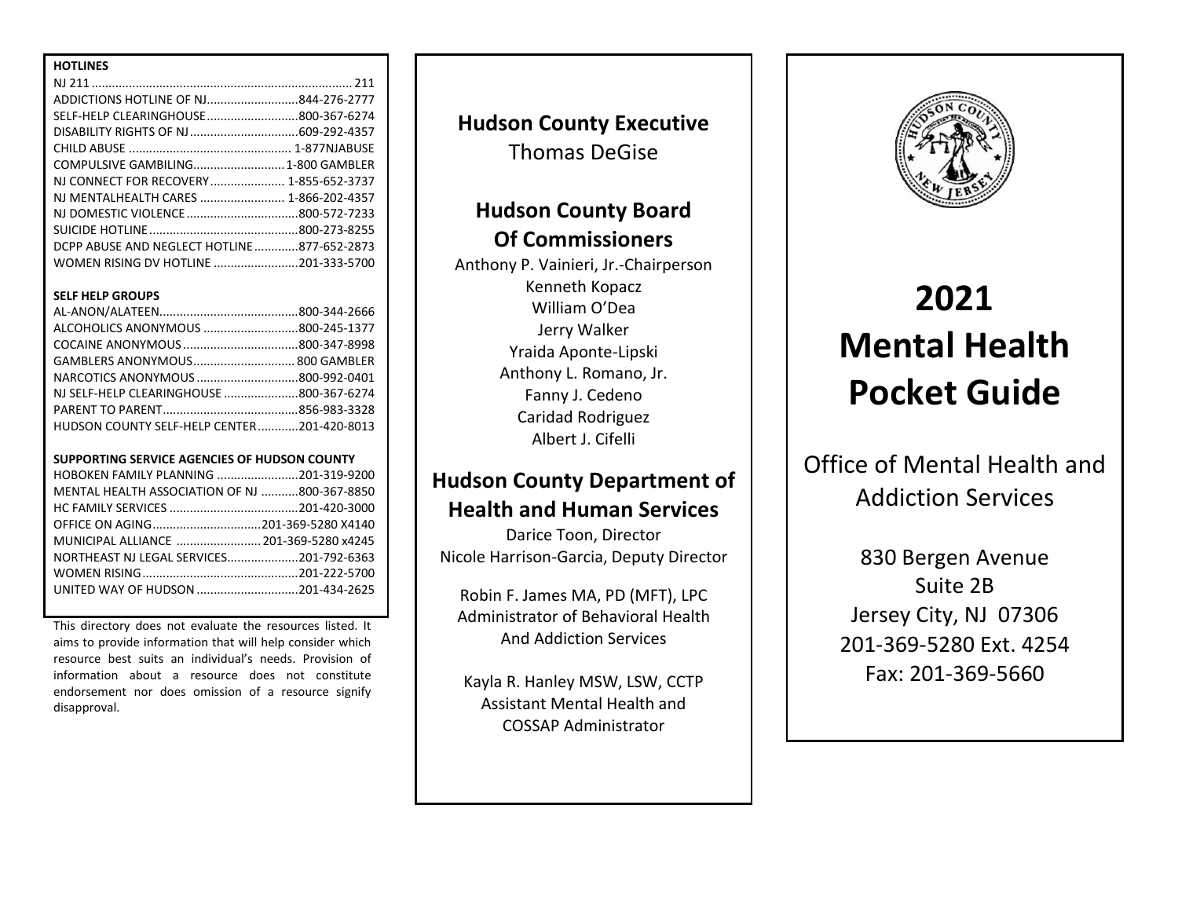## HOTLINES

| | |
|---|---|
| NJ 211 | 211 |
| ADDICTIONS HOTLINE OF NJ | 844-276-2777 |
| SELF-HELP CLEARINGHOUSE | 800-367-6274 |
| DISABILITY RIGHTS OF NJ | 609-292-4357 |
| CHILD ABUSE | 1-877NJABUSE |
| COMPULSIVE GAMBILING | 1-800 GAMBLER |
| NJ CONNECT FOR RECOVERY | 1-855-652-3737 |
| NJ MENTALHEALTH CARES | 1-866-202-4357 |
| NJ DOMESTIC VIOLENCE | 800-572-7233 |
| SUICIDE HOTLINE | 800-273-8255 |
| DCPP ABUSE AND NEGLECT HOTLINE | 877-652-2873 |
| WOMEN RISING DV HOTLINE | 201-333-5700 |

## SELF HELP GROUPS

| | |
|---|---|
| AL-ANON/ALATEEN | 800-344-2666 |
| ALCOHOLICS ANONYMOUS | 800-245-1377 |
| COCAINE ANONYMOUS | 800-347-8998 |
| GAMBLERS ANONYMOUS | 800 GAMBLER |
| NARCOTICS ANONYMOUS | 800-992-0401 |
| NJ SELF-HELP CLEARINGHOUSE | 800-367-6274 |
| PARENT TO PARENT | 856-983-3328 |
| HUDSON COUNTY SELF-HELP CENTER | 201-420-8013 |

## SUPPORTING SERVICE AGENCIES OF HUDSON COUNTY

| | |
|---|---|
| HOBOKEN FAMILY PLANNING | 201-319-9200 |
| MENTAL HEALTH ASSOCIATION OF NJ | 800-367-8850 |
| HC FAMILY SERVICES | 201-420-3000 |
| OFFICE ON AGING | 201-369-5280 X4140 |
| MUNICIPAL ALLIANCE | 201-369-5280 x4245 |
| NORTHEAST NJ LEGAL SERVICES | 201-792-6363 |
| WOMEN RISING | 201-222-5700 |
| UNITED WAY OF HUDSON | 201-434-2625 |

This directory does not evaluate the resources listed. It aims to provide information that will help consider which resource best suits an individual's needs. Provision of information about a resource does not constitute endorsement nor does omission of a resource signify disapproval.

**Hudson County Executive**
Thomas DeGise

**Hudson County Board Of Commissioners**

Anthony P. Vainieri, Jr.-Chairperson
Kenneth Kopacz
William O'Dea
Jerry Walker
Yraida Aponte-Lipski
Anthony L. Romano, Jr.
Fanny J. Cedeno
Caridad Rodriguez
Albert J. Cifelli

**Hudson County Department of Health and Human Services**

Darice Toon, Director
Nicole Harrison-Garcia, Deputy Director

Robin F. James MA, PD (MFT), LPC
Administrator of Behavioral Health And Addiction Services

Kayla R. Hanley MSW, LSW, CCTP
Assistant Mental Health and COSSAP Administrator

# 2021 Mental Health Pocket Guide

Office of Mental Health and Addiction Services

830 Bergen Avenue
Suite 2B
Jersey City, NJ 07306
201-369-5280 Ext. 4254
Fax: 201-369-5660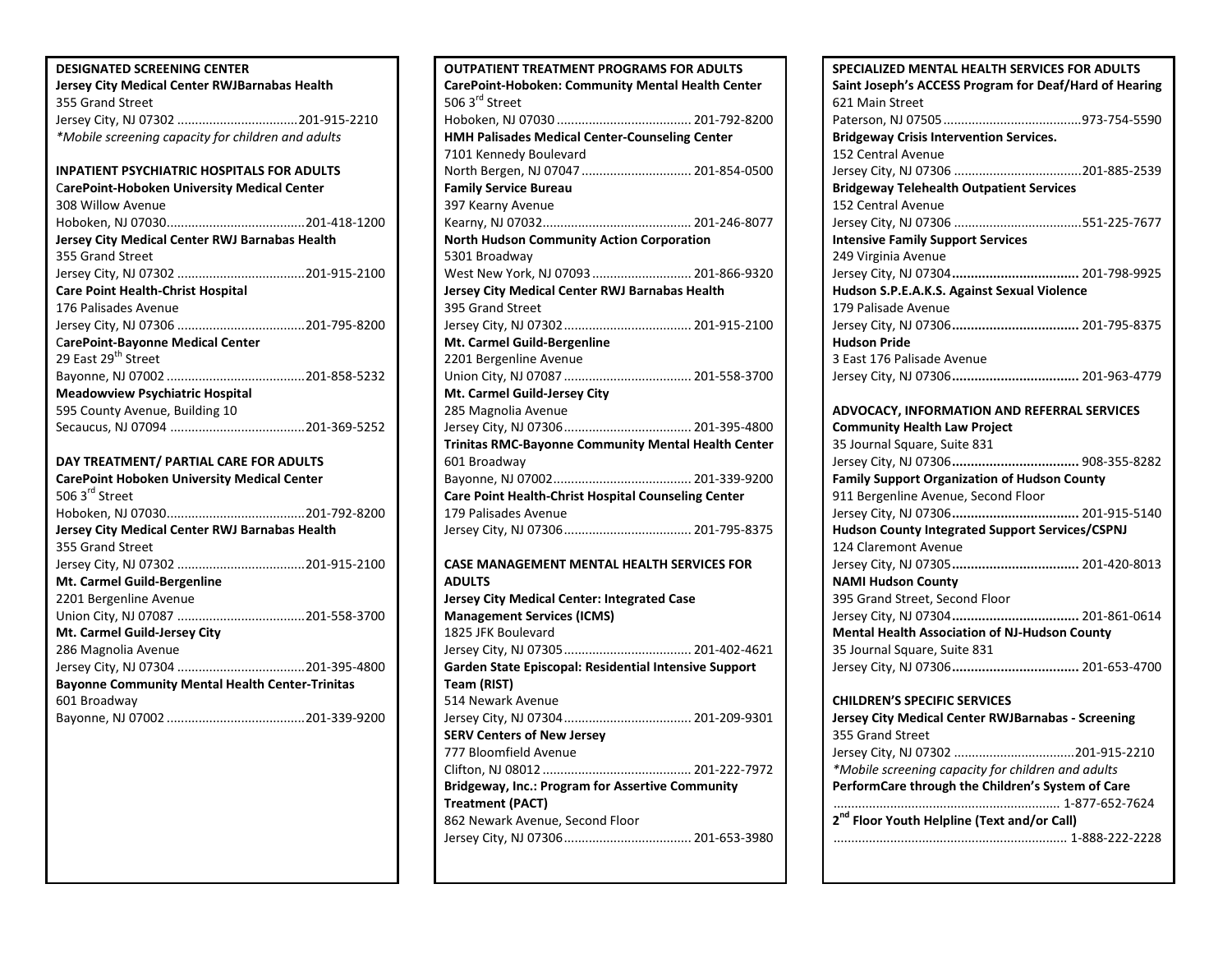## DESIGNATED SCREENING CENTER

**Jersey City Medical Center RWJBarnabas Health**
355 Grand Street
Jersey City, NJ 07302 ..................................201-915-2210
*\*Mobile screening capacity for children and adults*

## INPATIENT PSYCHIATRIC HOSPITALS FOR ADULTS

**CarePoint-Hoboken University Medical Center**
308 Willow Avenue
Hoboken, NJ 07030.......................................201-418-1200

**Jersey City Medical Center RWJ Barnabas Health**
355 Grand Street
Jersey City, NJ 07302 ....................................201-915-2100

**Care Point Health-Christ Hospital**
176 Palisades Avenue
Jersey City, NJ 07306 ....................................201-795-8200

**CarePoint-Bayonne Medical Center**
29 East 29th Street
Bayonne, NJ 07002 .......................................201-858-5232

**Meadowview Psychiatric Hospital**
595 County Avenue, Building 10
Secaucus, NJ 07094 ......................................201-369-5252

## DAY TREATMENT/ PARTIAL CARE FOR ADULTS

**CarePoint Hoboken University Medical Center**
506 3rd Street
Hoboken, NJ 07030.......................................201-792-8200

**Jersey City Medical Center RWJ Barnabas Health**
355 Grand Street
Jersey City, NJ 07302 ....................................201-915-2100

**Mt. Carmel Guild-Bergenline**
2201 Bergenline Avenue
Union City, NJ 07087 ....................................201-558-3700

**Mt. Carmel Guild-Jersey City**
286 Magnolia Avenue
Jersey City, NJ 07304 ....................................201-395-4800

**Bayonne Community Mental Health Center-Trinitas**
601 Broadway
Bayonne, NJ 07002 .......................................201-339-9200

## OUTPATIENT TREATMENT PROGRAMS FOR ADULTS

**CarePoint-Hoboken: Community Mental Health Center**
506 3rd Street
Hoboken, NJ 07030 ...................................... 201-792-8200

**HMH Palisades Medical Center-Counseling Center**
7101 Kennedy Boulevard
North Bergen, NJ 07047 ............................... 201-854-0500

**Family Service Bureau**
397 Kearny Avenue
Kearny, NJ 07032.......................................... 201-246-8077

**North Hudson Community Action Corporation**
5301 Broadway
West New York, NJ 07093 ............................ 201-866-9320

**Jersey City Medical Center RWJ Barnabas Health**
395 Grand Street
Jersey City, NJ 07302.................................... 201-915-2100

**Mt. Carmel Guild-Bergenline**
2201 Bergenline Avenue
Union City, NJ 07087 .................................... 201-558-3700

**Mt. Carmel Guild-Jersey City**
285 Magnolia Avenue
Jersey City, NJ 07306.................................... 201-395-4800

**Trinitas RMC-Bayonne Community Mental Health Center**
601 Broadway
Bayonne, NJ 07002....................................... 201-339-9200

**Care Point Health-Christ Hospital Counseling Center**
179 Palisades Avenue
Jersey City, NJ 07306.................................... 201-795-8375

## CASE MANAGEMENT MENTAL HEALTH SERVICES FOR ADULTS

**Jersey City Medical Center: Integrated Case Management Services (ICMS)**
1825 JFK Boulevard
Jersey City, NJ 07305.................................... 201-402-4621

**Garden State Episcopal: Residential Intensive Support Team (RIST)**
514 Newark Avenue
Jersey City, NJ 07304.................................... 201-209-9301

**SERV Centers of New Jersey**
777 Bloomfield Avenue
Clifton, NJ 08012 .......................................... 201-222-7972

**Bridgeway, Inc.: Program for Assertive Community Treatment (PACT)**
862 Newark Avenue, Second Floor
Jersey City, NJ 07306.................................... 201-653-3980

## SPECIALIZED MENTAL HEALTH SERVICES FOR ADULTS

**Saint Joseph's ACCESS Program for Deaf/Hard of Hearing**
621 Main Street
Paterson, NJ 07505.......................................973-754-5590

**Bridgeway Crisis Intervention Services.**
152 Central Avenue
Jersey City, NJ 07306 ....................................201-885-2539

**Bridgeway Telehealth Outpatient Services**
152 Central Avenue
Jersey City, NJ 07306 ....................................551-225-7677

**Intensive Family Support Services**
249 Virginia Avenue
Jersey City, NJ 07304................................. 201-798-9925

**Hudson S.P.E.A.K.S. Against Sexual Violence**
179 Palisade Avenue
Jersey City, NJ 07306................................. 201-795-8375

**Hudson Pride**
3 East 176 Palisade Avenue
Jersey City, NJ 07306................................. 201-963-4779

## ADVOCACY, INFORMATION AND REFERRAL SERVICES

**Community Health Law Project**
35 Journal Square, Suite 831
Jersey City, NJ 07306................................. 908-355-8282

**Family Support Organization of Hudson County**
911 Bergenline Avenue, Second Floor
Jersey City, NJ 07306................................. 201-915-5140

**Hudson County Integrated Support Services/CSPNJ**
124 Claremont Avenue
Jersey City, NJ 07305................................. 201-420-8013

**NAMI Hudson County**
395 Grand Street, Second Floor
Jersey City, NJ 07304................................. 201-861-0614

**Mental Health Association of NJ-Hudson County**
35 Journal Square, Suite 831
Jersey City, NJ 07306................................. 201-653-4700

## CHILDREN'S SPECIFIC SERVICES

**Jersey City Medical Center RWJBarnabas - Screening**
355 Grand Street
Jersey City, NJ 07302 ..................................201-915-2210
*\*Mobile screening capacity for children and adults*

**PerformCare through the Children's System of Care**
................................................................ 1-877-652-7624

**2nd Floor Youth Helpline (Text and/or Call)**
................................................................. 1-888-222-2228